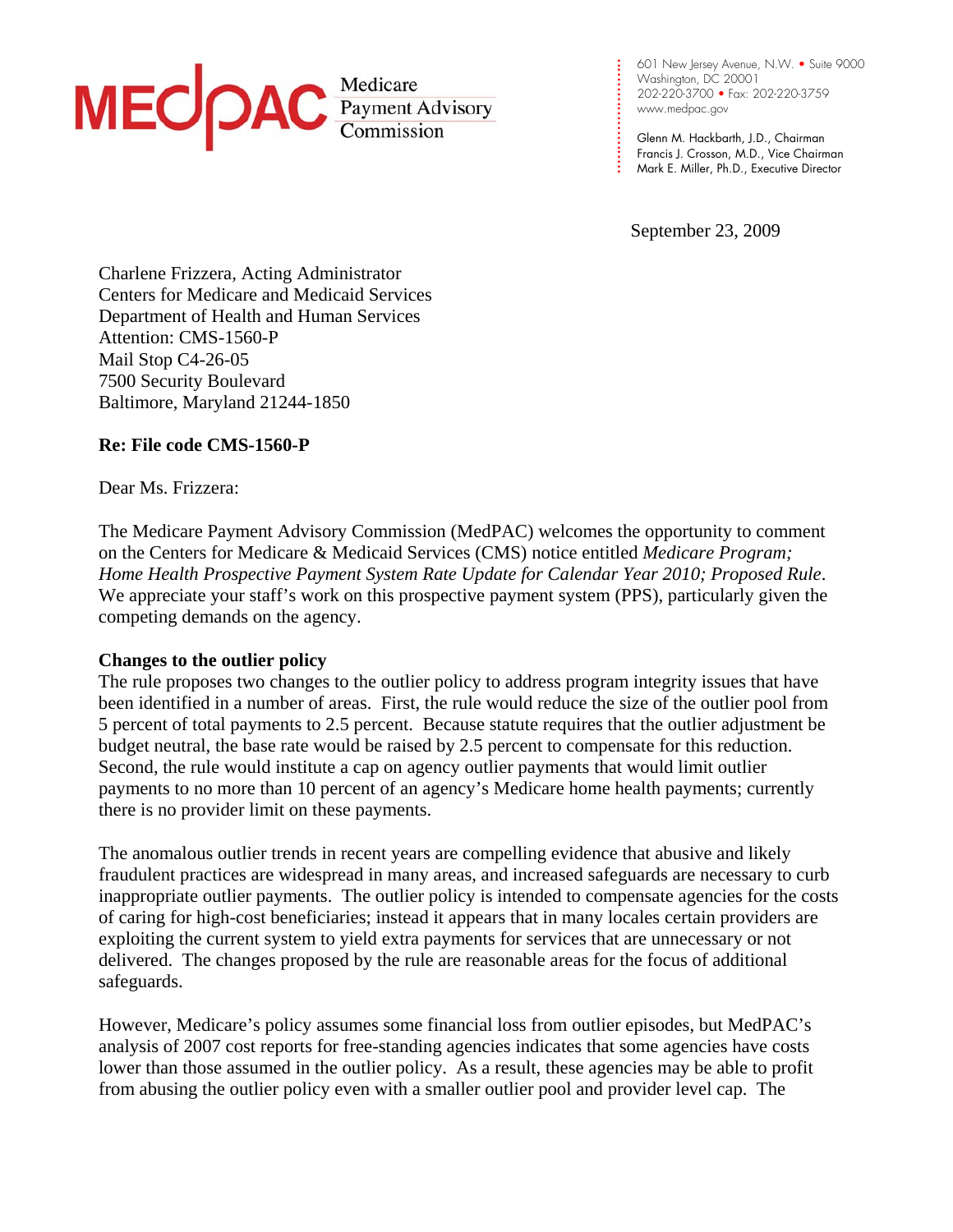**MEDPAC** Medicare Payment Advisory Commission

601 New Jersey Avenue, N.W. • Suite 9000
Washington, DC 20001
202-220-3700 • Fax: 202-220-3759
www.medpac.gov

Glenn M. Hackbarth, J.D., Chairman
Francis J. Crosson, M.D., Vice Chairman
Mark E. Miller, Ph.D., Executive Director

September 23, 2009

Charlene Frizzera, Acting Administrator
Centers for Medicare and Medicaid Services
Department of Health and Human Services
Attention: CMS-1560-P
Mail Stop C4-26-05
7500 Security Boulevard
Baltimore, Maryland 21244-1850

**Re: File code CMS-1560-P**

Dear Ms. Frizzera:

The Medicare Payment Advisory Commission (MedPAC) welcomes the opportunity to comment on the Centers for Medicare & Medicaid Services (CMS) notice entitled *Medicare Program; Home Health Prospective Payment System Rate Update for Calendar Year 2010; Proposed Rule*. We appreciate your staff's work on this prospective payment system (PPS), particularly given the competing demands on the agency.

**Changes to the outlier policy**

The rule proposes two changes to the outlier policy to address program integrity issues that have been identified in a number of areas. First, the rule would reduce the size of the outlier pool from 5 percent of total payments to 2.5 percent. Because statute requires that the outlier adjustment be budget neutral, the base rate would be raised by 2.5 percent to compensate for this reduction. Second, the rule would institute a cap on agency outlier payments that would limit outlier payments to no more than 10 percent of an agency's Medicare home health payments; currently there is no provider limit on these payments.

The anomalous outlier trends in recent years are compelling evidence that abusive and likely fraudulent practices are widespread in many areas, and increased safeguards are necessary to curb inappropriate outlier payments. The outlier policy is intended to compensate agencies for the costs of caring for high-cost beneficiaries; instead it appears that in many locales certain providers are exploiting the current system to yield extra payments for services that are unnecessary or not delivered. The changes proposed by the rule are reasonable areas for the focus of additional safeguards.

However, Medicare's policy assumes some financial loss from outlier episodes, but MedPAC's analysis of 2007 cost reports for free-standing agencies indicates that some agencies have costs lower than those assumed in the outlier policy. As a result, these agencies may be able to profit from abusing the outlier policy even with a smaller outlier pool and provider level cap. The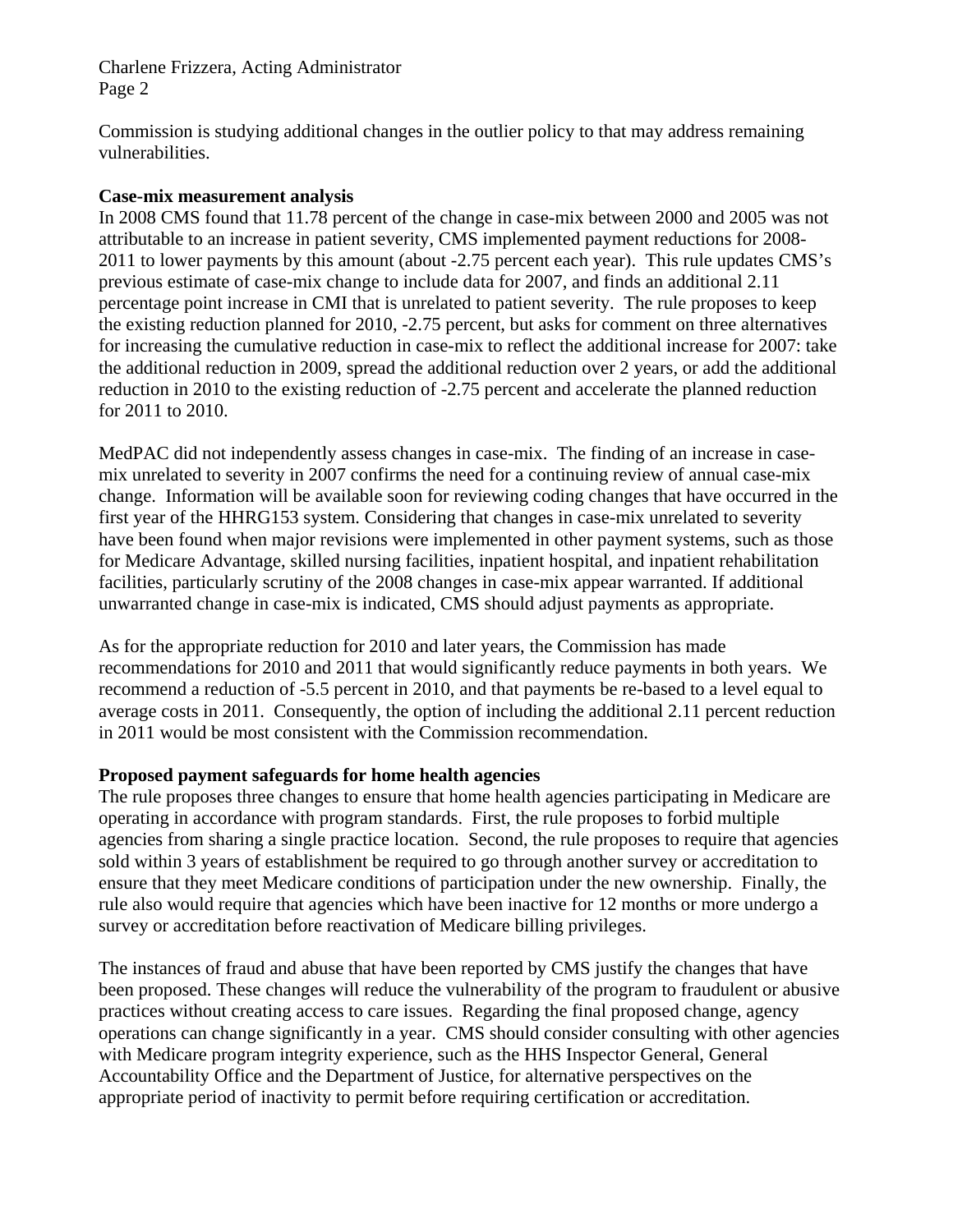Commission is studying additional changes in the outlier policy to that may address remaining vulnerabilities.

**Case-mix measurement analysis**

In 2008 CMS found that 11.78 percent of the change in case-mix between 2000 and 2005 was not attributable to an increase in patient severity, CMS implemented payment reductions for 2008-2011 to lower payments by this amount (about -2.75 percent each year). This rule updates CMS's previous estimate of case-mix change to include data for 2007, and finds an additional 2.11 percentage point increase in CMI that is unrelated to patient severity. The rule proposes to keep the existing reduction planned for 2010, -2.75 percent, but asks for comment on three alternatives for increasing the cumulative reduction in case-mix to reflect the additional increase for 2007: take the additional reduction in 2009, spread the additional reduction over 2 years, or add the additional reduction in 2010 to the existing reduction of -2.75 percent and accelerate the planned reduction for 2011 to 2010.

MedPAC did not independently assess changes in case-mix. The finding of an increase in case-mix unrelated to severity in 2007 confirms the need for a continuing review of annual case-mix change. Information will be available soon for reviewing coding changes that have occurred in the first year of the HHRG153 system. Considering that changes in case-mix unrelated to severity have been found when major revisions were implemented in other payment systems, such as those for Medicare Advantage, skilled nursing facilities, inpatient hospital, and inpatient rehabilitation facilities, particularly scrutiny of the 2008 changes in case-mix appear warranted. If additional unwarranted change in case-mix is indicated, CMS should adjust payments as appropriate.

As for the appropriate reduction for 2010 and later years, the Commission has made recommendations for 2010 and 2011 that would significantly reduce payments in both years. We recommend a reduction of -5.5 percent in 2010, and that payments be re-based to a level equal to average costs in 2011. Consequently, the option of including the additional 2.11 percent reduction in 2011 would be most consistent with the Commission recommendation.

**Proposed payment safeguards for home health agencies**

The rule proposes three changes to ensure that home health agencies participating in Medicare are operating in accordance with program standards. First, the rule proposes to forbid multiple agencies from sharing a single practice location. Second, the rule proposes to require that agencies sold within 3 years of establishment be required to go through another survey or accreditation to ensure that they meet Medicare conditions of participation under the new ownership. Finally, the rule also would require that agencies which have been inactive for 12 months or more undergo a survey or accreditation before reactivation of Medicare billing privileges.

The instances of fraud and abuse that have been reported by CMS justify the changes that have been proposed. These changes will reduce the vulnerability of the program to fraudulent or abusive practices without creating access to care issues. Regarding the final proposed change, agency operations can change significantly in a year. CMS should consider consulting with other agencies with Medicare program integrity experience, such as the HHS Inspector General, General Accountability Office and the Department of Justice, for alternative perspectives on the appropriate period of inactivity to permit before requiring certification or accreditation.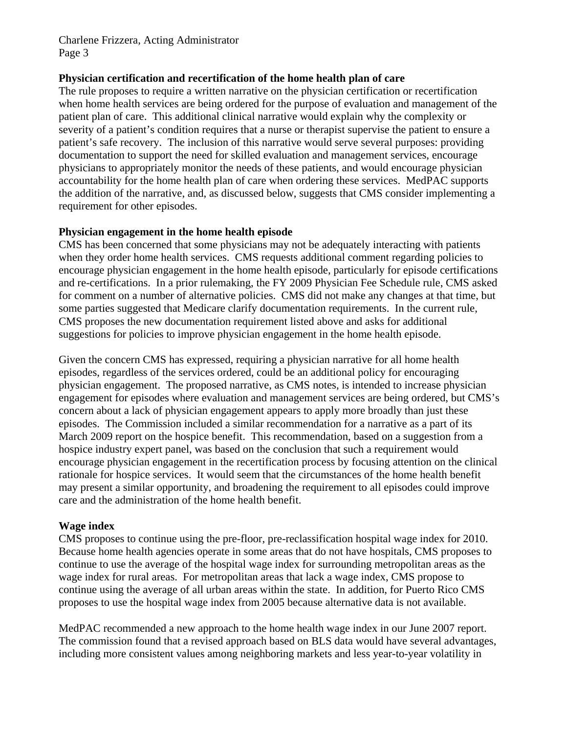**Physician certification and recertification of the home health plan of care**

The rule proposes to require a written narrative on the physician certification or recertification when home health services are being ordered for the purpose of evaluation and management of the patient plan of care. This additional clinical narrative would explain why the complexity or severity of a patient's condition requires that a nurse or therapist supervise the patient to ensure a patient's safe recovery. The inclusion of this narrative would serve several purposes: providing documentation to support the need for skilled evaluation and management services, encourage physicians to appropriately monitor the needs of these patients, and would encourage physician accountability for the home health plan of care when ordering these services. MedPAC supports the addition of the narrative, and, as discussed below, suggests that CMS consider implementing a requirement for other episodes.

**Physician engagement in the home health episode**

CMS has been concerned that some physicians may not be adequately interacting with patients when they order home health services. CMS requests additional comment regarding policies to encourage physician engagement in the home health episode, particularly for episode certifications and re-certifications. In a prior rulemaking, the FY 2009 Physician Fee Schedule rule, CMS asked for comment on a number of alternative policies. CMS did not make any changes at that time, but some parties suggested that Medicare clarify documentation requirements. In the current rule, CMS proposes the new documentation requirement listed above and asks for additional suggestions for policies to improve physician engagement in the home health episode.

Given the concern CMS has expressed, requiring a physician narrative for all home health episodes, regardless of the services ordered, could be an additional policy for encouraging physician engagement. The proposed narrative, as CMS notes, is intended to increase physician engagement for episodes where evaluation and management services are being ordered, but CMS's concern about a lack of physician engagement appears to apply more broadly than just these episodes. The Commission included a similar recommendation for a narrative as a part of its March 2009 report on the hospice benefit. This recommendation, based on a suggestion from a hospice industry expert panel, was based on the conclusion that such a requirement would encourage physician engagement in the recertification process by focusing attention on the clinical rationale for hospice services. It would seem that the circumstances of the home health benefit may present a similar opportunity, and broadening the requirement to all episodes could improve care and the administration of the home health benefit.

**Wage index**

CMS proposes to continue using the pre-floor, pre-reclassification hospital wage index for 2010. Because home health agencies operate in some areas that do not have hospitals, CMS proposes to continue to use the average of the hospital wage index for surrounding metropolitan areas as the wage index for rural areas. For metropolitan areas that lack a wage index, CMS propose to continue using the average of all urban areas within the state. In addition, for Puerto Rico CMS proposes to use the hospital wage index from 2005 because alternative data is not available.

MedPAC recommended a new approach to the home health wage index in our June 2007 report. The commission found that a revised approach based on BLS data would have several advantages, including more consistent values among neighboring markets and less year-to-year volatility in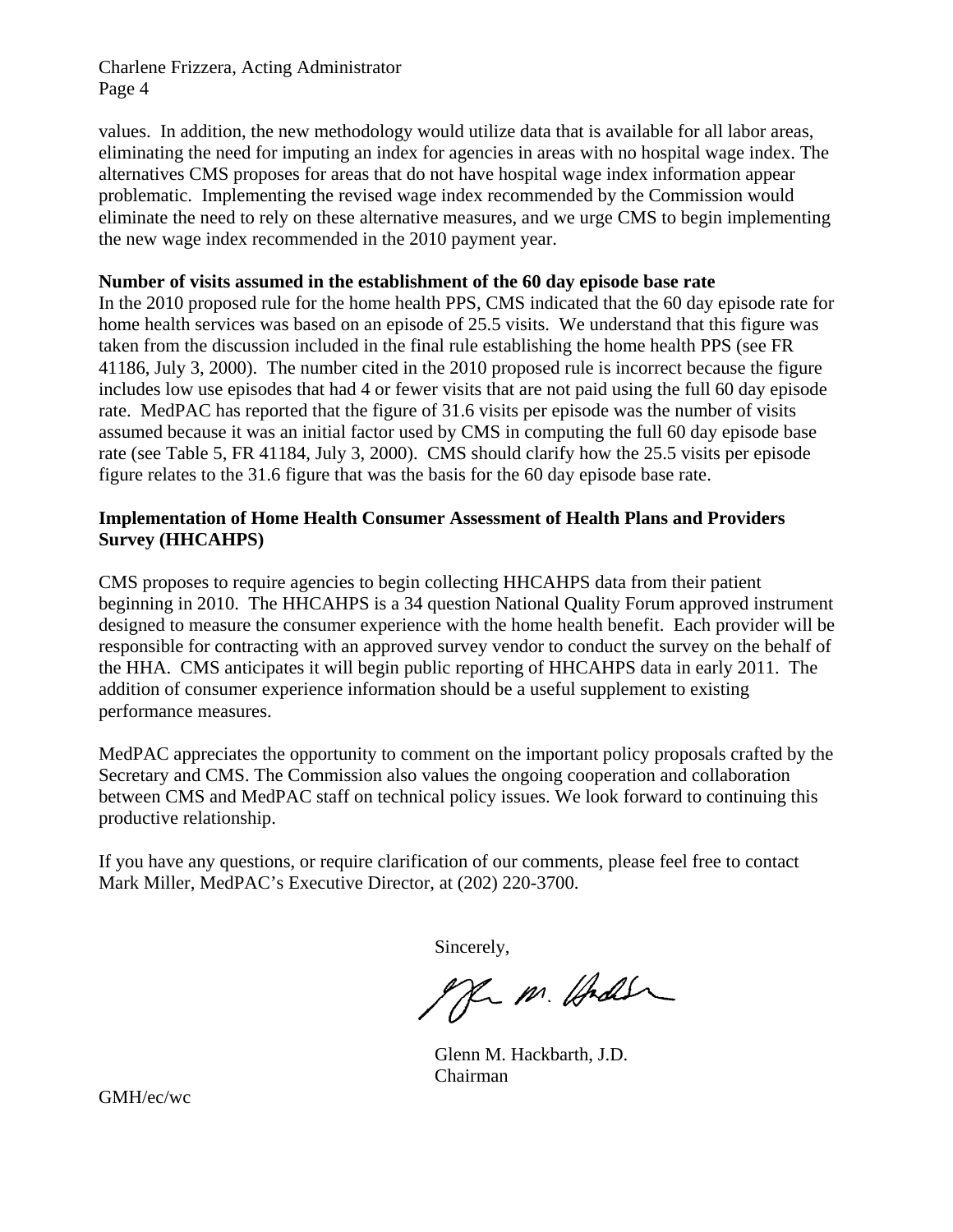values. In addition, the new methodology would utilize data that is available for all labor areas, eliminating the need for imputing an index for agencies in areas with no hospital wage index. The alternatives CMS proposes for areas that do not have hospital wage index information appear problematic. Implementing the revised wage index recommended by the Commission would eliminate the need to rely on these alternative measures, and we urge CMS to begin implementing the new wage index recommended in the 2010 payment year.

**Number of visits assumed in the establishment of the 60 day episode base rate**

In the 2010 proposed rule for the home health PPS, CMS indicated that the 60 day episode rate for home health services was based on an episode of 25.5 visits. We understand that this figure was taken from the discussion included in the final rule establishing the home health PPS (see FR 41186, July 3, 2000). The number cited in the 2010 proposed rule is incorrect because the figure includes low use episodes that had 4 or fewer visits that are not paid using the full 60 day episode rate. MedPAC has reported that the figure of 31.6 visits per episode was the number of visits assumed because it was an initial factor used by CMS in computing the full 60 day episode base rate (see Table 5, FR 41184, July 3, 2000). CMS should clarify how the 25.5 visits per episode figure relates to the 31.6 figure that was the basis for the 60 day episode base rate.

**Implementation of Home Health Consumer Assessment of Health Plans and Providers Survey (HHCAHPS)**

CMS proposes to require agencies to begin collecting HHCAHPS data from their patient beginning in 2010. The HHCAHPS is a 34 question National Quality Forum approved instrument designed to measure the consumer experience with the home health benefit. Each provider will be responsible for contracting with an approved survey vendor to conduct the survey on the behalf of the HHA. CMS anticipates it will begin public reporting of HHCAHPS data in early 2011. The addition of consumer experience information should be a useful supplement to existing performance measures.

MedPAC appreciates the opportunity to comment on the important policy proposals crafted by the Secretary and CMS. The Commission also values the ongoing cooperation and collaboration between CMS and MedPAC staff on technical policy issues. We look forward to continuing this productive relationship.

If you have any questions, or require clarification of our comments, please feel free to contact Mark Miller, MedPAC's Executive Director, at (202) 220-3700.

Sincerely,

Glenn M. Hackbarth, J.D.
Chairman

GMH/ec/wc